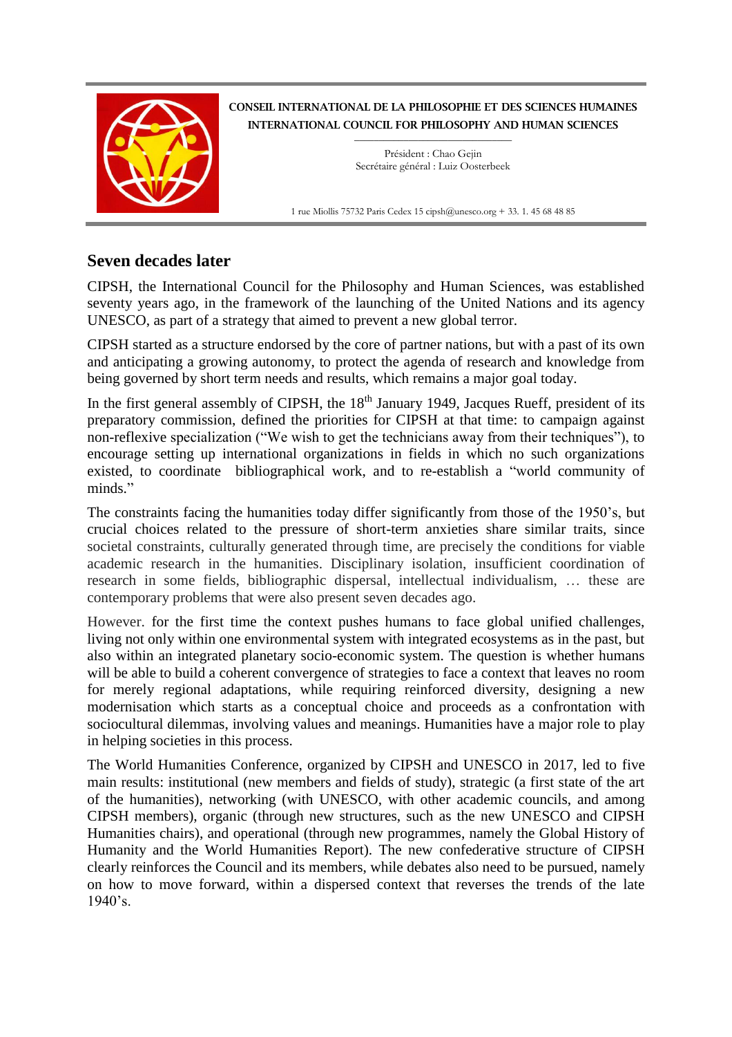**CONSEIL INTERNATIONAL DE LA PHILOSOPHIE ET DES SCIENCES HUMAINES**
**INTERNATIONAL COUNCIL FOR PHILOSOPHY AND HUMAN SCIENCES**

Président : Chao Gejin
Secrétaire général : Luiz Oosterbeek

1 rue Miollis 75732 Paris Cedex 15 cipsh@unesco.org + 33. 1. 45 68 48 85

## Seven decades later

CIPSH, the International Council for the Philosophy and Human Sciences, was established seventy years ago, in the framework of the launching of the United Nations and its agency UNESCO, as part of a strategy that aimed to prevent a new global terror.

CIPSH started as a structure endorsed by the core of partner nations, but with a past of its own and anticipating a growing autonomy, to protect the agenda of research and knowledge from being governed by short term needs and results, which remains a major goal today.

In the first general assembly of CIPSH, the 18th January 1949, Jacques Rueff, president of its preparatory commission, defined the priorities for CIPSH at that time: to campaign against non-reflexive specialization ("We wish to get the technicians away from their techniques"), to encourage setting up international organizations in fields in which no such organizations existed, to coordinate bibliographical work, and to re-establish a "world community of minds."

The constraints facing the humanities today differ significantly from those of the 1950's, but crucial choices related to the pressure of short-term anxieties share similar traits, since societal constraints, culturally generated through time, are precisely the conditions for viable academic research in the humanities. Disciplinary isolation, insufficient coordination of research in some fields, bibliographic dispersal, intellectual individualism, … these are contemporary problems that were also present seven decades ago.

However. for the first time the context pushes humans to face global unified challenges, living not only within one environmental system with integrated ecosystems as in the past, but also within an integrated planetary socio-economic system. The question is whether humans will be able to build a coherent convergence of strategies to face a context that leaves no room for merely regional adaptations, while requiring reinforced diversity, designing a new modernisation which starts as a conceptual choice and proceeds as a confrontation with sociocultural dilemmas, involving values and meanings. Humanities have a major role to play in helping societies in this process.

The World Humanities Conference, organized by CIPSH and UNESCO in 2017, led to five main results: institutional (new members and fields of study), strategic (a first state of the art of the humanities), networking (with UNESCO, with other academic councils, and among CIPSH members), organic (through new structures, such as the new UNESCO and CIPSH Humanities chairs), and operational (through new programmes, namely the Global History of Humanity and the World Humanities Report). The new confederative structure of CIPSH clearly reinforces the Council and its members, while debates also need to be pursued, namely on how to move forward, within a dispersed context that reverses the trends of the late 1940's.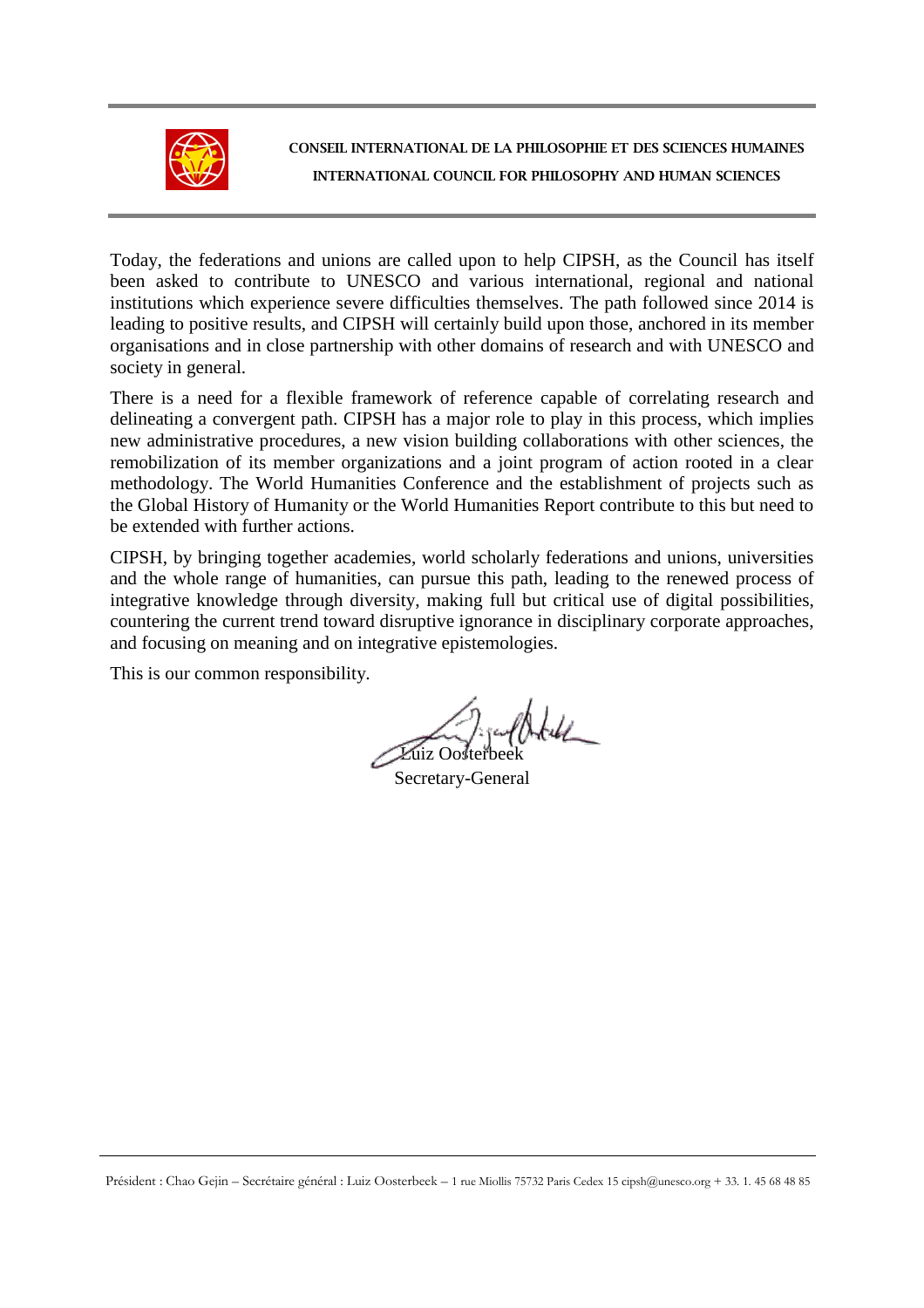CONSEIL INTERNATIONAL DE LA PHILOSOPHIE ET DES SCIENCES HUMAINES

INTERNATIONAL COUNCIL FOR PHILOSOPHY AND HUMAN SCIENCES

Today, the federations and unions are called upon to help CIPSH, as the Council has itself been asked to contribute to UNESCO and various international, regional and national institutions which experience severe difficulties themselves. The path followed since 2014 is leading to positive results, and CIPSH will certainly build upon those, anchored in its member organisations and in close partnership with other domains of research and with UNESCO and society in general.

There is a need for a flexible framework of reference capable of correlating research and delineating a convergent path. CIPSH has a major role to play in this process, which implies new administrative procedures, a new vision building collaborations with other sciences, the remobilization of its member organizations and a joint program of action rooted in a clear methodology. The World Humanities Conference and the establishment of projects such as the Global History of Humanity or the World Humanities Report contribute to this but need to be extended with further actions.

CIPSH, by bringing together academies, world scholarly federations and unions, universities and the whole range of humanities, can pursue this path, leading to the renewed process of integrative knowledge through diversity, making full but critical use of digital possibilities, countering the current trend toward disruptive ignorance in disciplinary corporate approaches, and focusing on meaning and on integrative epistemologies.

This is our common responsibility.

Luiz Oosterbeek
Secretary-General

Président : Chao Gejin – Secrétaire général : Luiz Oosterbeek – 1 rue Miollis 75732 Paris Cedex 15 cipsh@unesco.org + 33. 1. 45 68 48 85